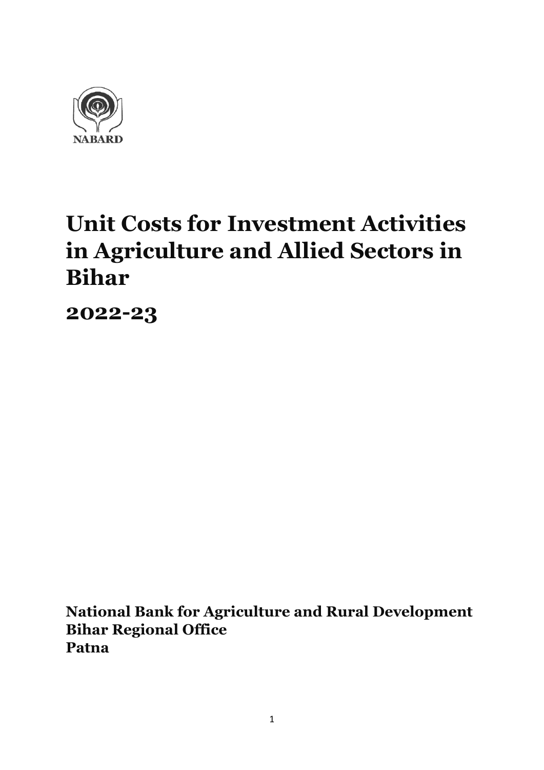NABARD

# Unit Costs for Investment Activities in Agriculture and Allied Sectors in Bihar

# 2022-23

**National Bank for Agriculture and Rural Development**
**Bihar Regional Office**
**Patna**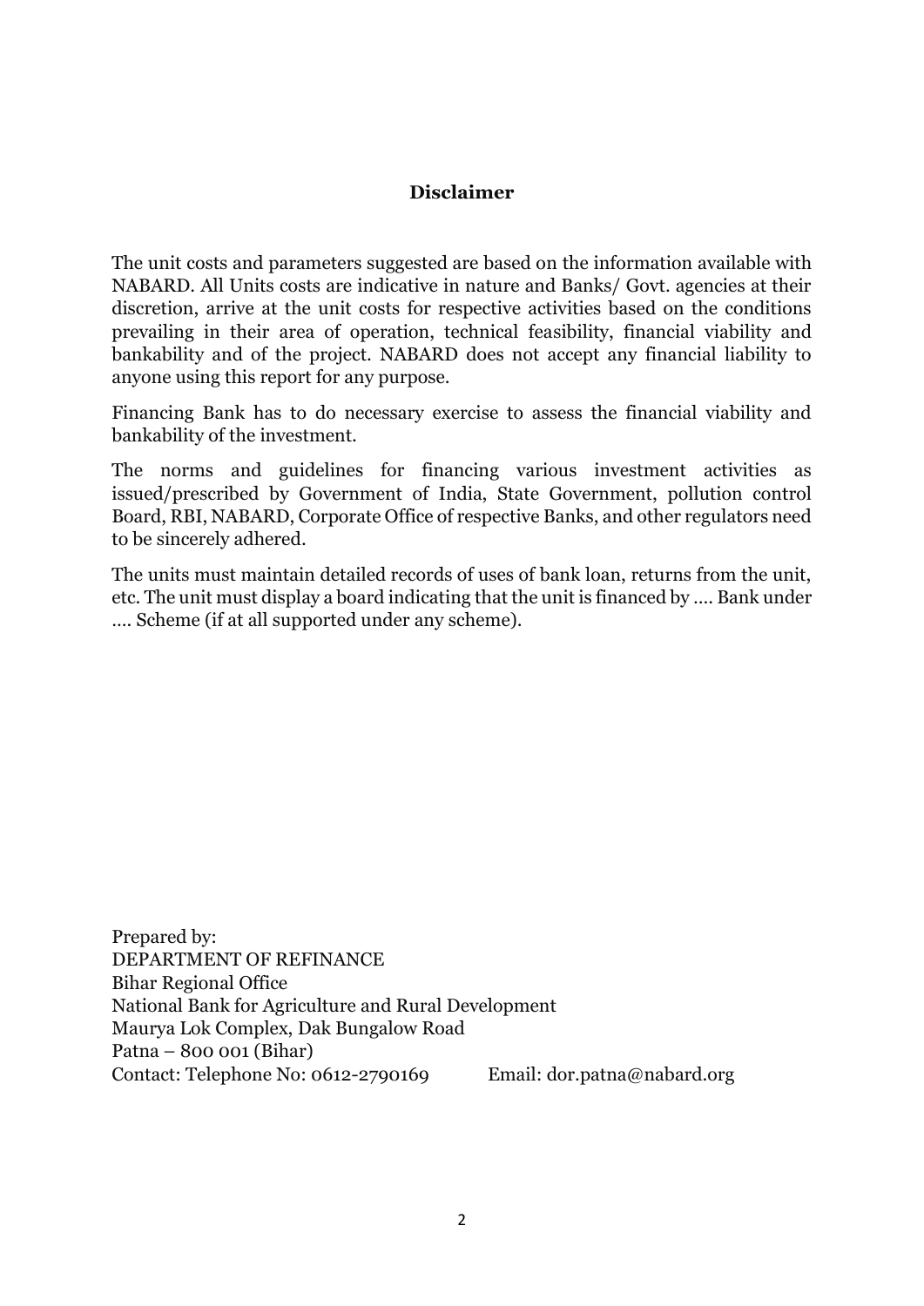## Disclaimer

The unit costs and parameters suggested are based on the information available with NABARD. All Units costs are indicative in nature and Banks/ Govt. agencies at their discretion, arrive at the unit costs for respective activities based on the conditions prevailing in their area of operation, technical feasibility, financial viability and bankability and of the project. NABARD does not accept any financial liability to anyone using this report for any purpose.

Financing Bank has to do necessary exercise to assess the financial viability and bankability of the investment.

The norms and guidelines for financing various investment activities as issued/prescribed by Government of India, State Government, pollution control Board, RBI, NABARD, Corporate Office of respective Banks, and other regulators need to be sincerely adhered.

The units must maintain detailed records of uses of bank loan, returns from the unit, etc. The unit must display a board indicating that the unit is financed by .... Bank under .... Scheme (if at all supported under any scheme).

Prepared by:
DEPARTMENT OF REFINANCE
Bihar Regional Office
National Bank for Agriculture and Rural Development
Maurya Lok Complex, Dak Bungalow Road
Patna – 800 001 (Bihar)
Contact: Telephone No: 0612-2790169 Email: dor.patna@nabard.org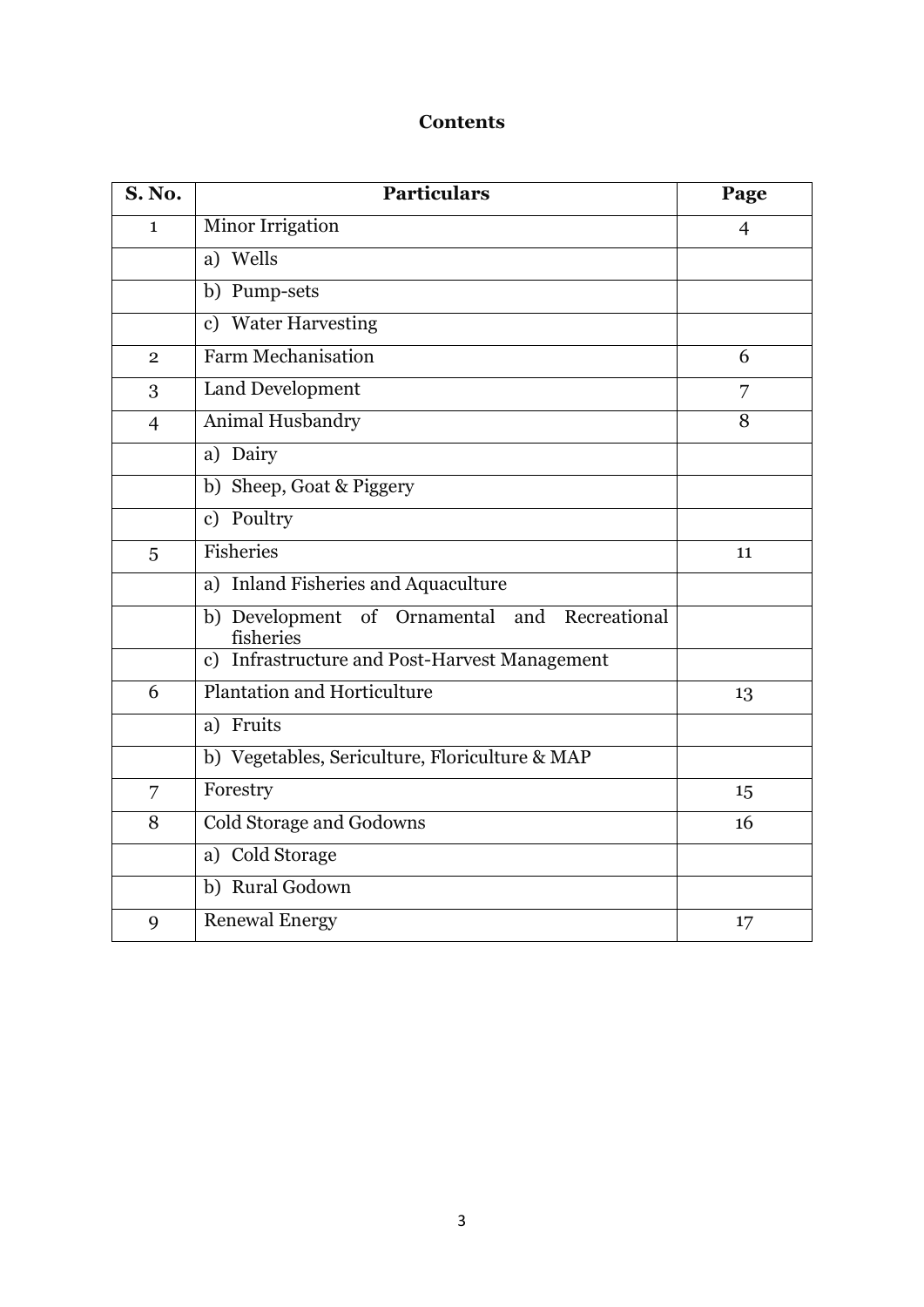# Contents

| S. No. | Particulars | Page |
|---|---|---|
| 1 | Minor Irrigation | 4 |
| | a) Wells | |
| | b) Pump-sets | |
| | c) Water Harvesting | |
| 2 | Farm Mechanisation | 6 |
| 3 | Land Development | 7 |
| 4 | Animal Husbandry | 8 |
| | a) Dairy | |
| | b) Sheep, Goat & Piggery | |
| | c) Poultry | |
| 5 | Fisheries | 11 |
| | a) Inland Fisheries and Aquaculture | |
| | b) Development of Ornamental and Recreational fisheries | |
| | c) Infrastructure and Post-Harvest Management | |
| 6 | Plantation and Horticulture | 13 |
| | a) Fruits | |
| | b) Vegetables, Sericulture, Floriculture & MAP | |
| 7 | Forestry | 15 |
| 8 | Cold Storage and Godowns | 16 |
| | a) Cold Storage | |
| | b) Rural Godown | |
| 9 | Renewal Energy | 17 |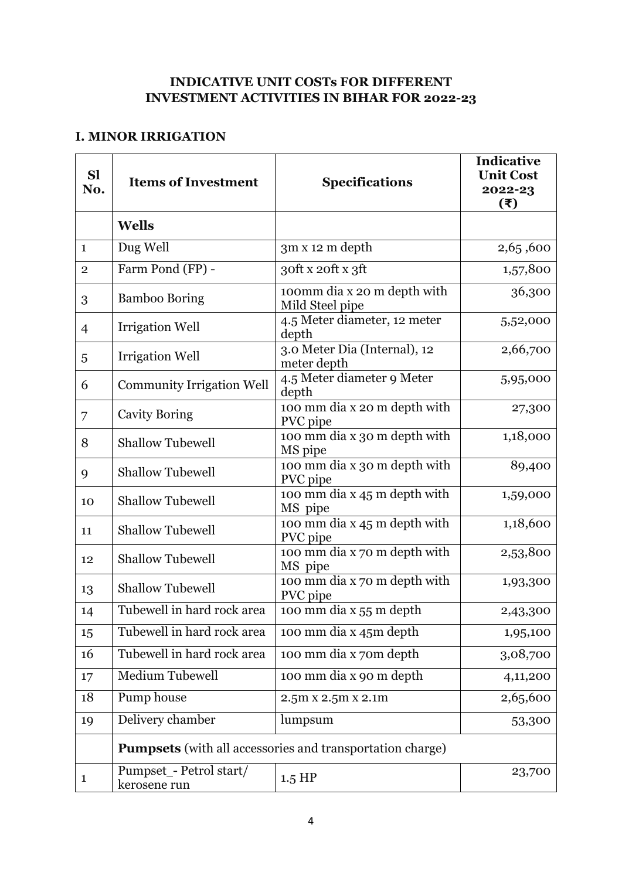## INDICATIVE UNIT COSTs FOR DIFFERENT INVESTMENT ACTIVITIES IN BIHAR FOR 2022-23

### I. MINOR IRRIGATION

| Sl No. | Items of Investment | Specifications | Indicative Unit Cost 2022-23 (₹) |
|---|---|---|---|
| | **Wells** | | |
| 1 | Dug Well | 3m x 12 m depth | 2,65 ,600 |
| 2 | Farm Pond (FP) - | 30ft x 20ft x 3ft | 1,57,800 |
| 3 | Bamboo Boring | 100mm dia x 20 m depth with Mild Steel pipe | 36,300 |
| 4 | Irrigation Well | 4.5 Meter diameter, 12 meter depth | 5,52,000 |
| 5 | Irrigation Well | 3.0 Meter Dia (Internal), 12 meter depth | 2,66,700 |
| 6 | Community Irrigation Well | 4.5 Meter diameter 9 Meter depth | 5,95,000 |
| 7 | Cavity Boring | 100 mm dia x 20 m depth with PVC pipe | 27,300 |
| 8 | Shallow Tubewell | 100 mm dia x 30 m depth with MS pipe | 1,18,000 |
| 9 | Shallow Tubewell | 100 mm dia x 30 m depth with PVC pipe | 89,400 |
| 10 | Shallow Tubewell | 100 mm dia x 45 m depth with MS pipe | 1,59,000 |
| 11 | Shallow Tubewell | 100 mm dia x 45 m depth with PVC pipe | 1,18,600 |
| 12 | Shallow Tubewell | 100 mm dia x 70 m depth with MS pipe | 2,53,800 |
| 13 | Shallow Tubewell | 100 mm dia x 70 m depth with PVC pipe | 1,93,300 |
| 14 | Tubewell in hard rock area | 100 mm dia x 55 m depth | 2,43,300 |
| 15 | Tubewell in hard rock area | 100 mm dia x 45m depth | 1,95,100 |
| 16 | Tubewell in hard rock area | 100 mm dia x 70m depth | 3,08,700 |
| 17 | Medium Tubewell | 100 mm dia x 90 m depth | 4,11,200 |
| 18 | Pump house | 2.5m x 2.5m x 2.1m | 2,65,600 |
| 19 | Delivery chamber | lumpsum | 53,300 |
| | **Pumpsets** (with all accessories and transportation charge) | | |
| 1 | Pumpset_- Petrol start/ kerosene run | 1.5 HP | 23,700 |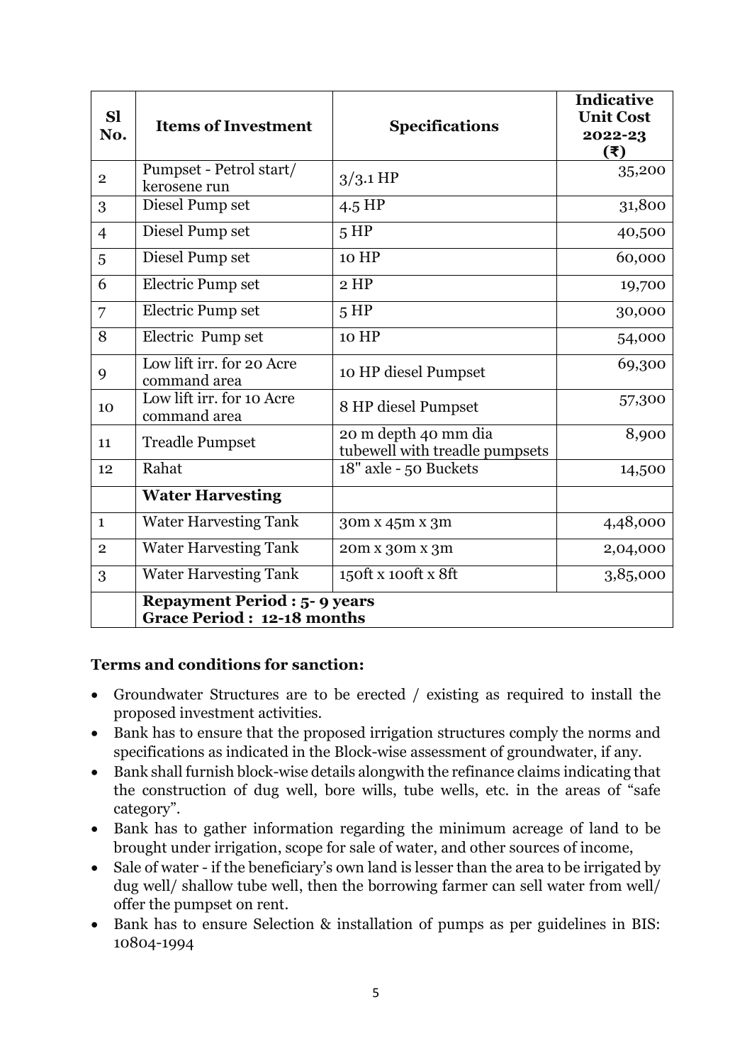| Sl No. | Items of Investment | Specifications | Indicative Unit Cost 2022-23 (₹) |
|---|---|---|---|
| 2 | Pumpset - Petrol start/ kerosene run | 3/3.1 HP | 35,200 |
| 3 | Diesel Pump set | 4.5 HP | 31,800 |
| 4 | Diesel Pump set | 5 HP | 40,500 |
| 5 | Diesel Pump set | 10 HP | 60,000 |
| 6 | Electric Pump set | 2 HP | 19,700 |
| 7 | Electric Pump set | 5 HP | 30,000 |
| 8 | Electric Pump set | 10 HP | 54,000 |
| 9 | Low lift irr. for 20 Acre command area | 10 HP diesel Pumpset | 69,300 |
| 10 | Low lift irr. for 10 Acre command area | 8 HP diesel Pumpset | 57,300 |
| 11 | Treadle Pumpset | 20 m depth 40 mm dia tubewell with treadle pumpsets | 8,900 |
| 12 | Rahat | 18" axle - 50 Buckets | 14,500 |
| | **Water Harvesting** | | |
| 1 | Water Harvesting Tank | 30m x 45m x 3m | 4,48,000 |
| 2 | Water Harvesting Tank | 20m x 30m x 3m | 2,04,000 |
| 3 | Water Harvesting Tank | 150ft x 100ft x 8ft | 3,85,000 |
| | **Repayment Period : 5- 9 years Grace Period : 12-18 months** | | |

**Terms and conditions for sanction:**

- Groundwater Structures are to be erected / existing as required to install the proposed investment activities.
- Bank has to ensure that the proposed irrigation structures comply the norms and specifications as indicated in the Block-wise assessment of groundwater, if any.
- Bank shall furnish block-wise details alongwith the refinance claims indicating that the construction of dug well, bore wills, tube wells, etc. in the areas of "safe category".
- Bank has to gather information regarding the minimum acreage of land to be brought under irrigation, scope for sale of water, and other sources of income,
- Sale of water - if the beneficiary's own land is lesser than the area to be irrigated by dug well/ shallow tube well, then the borrowing farmer can sell water from well/ offer the pumpset on rent.
- Bank has to ensure Selection & installation of pumps as per guidelines in BIS: 10804-1994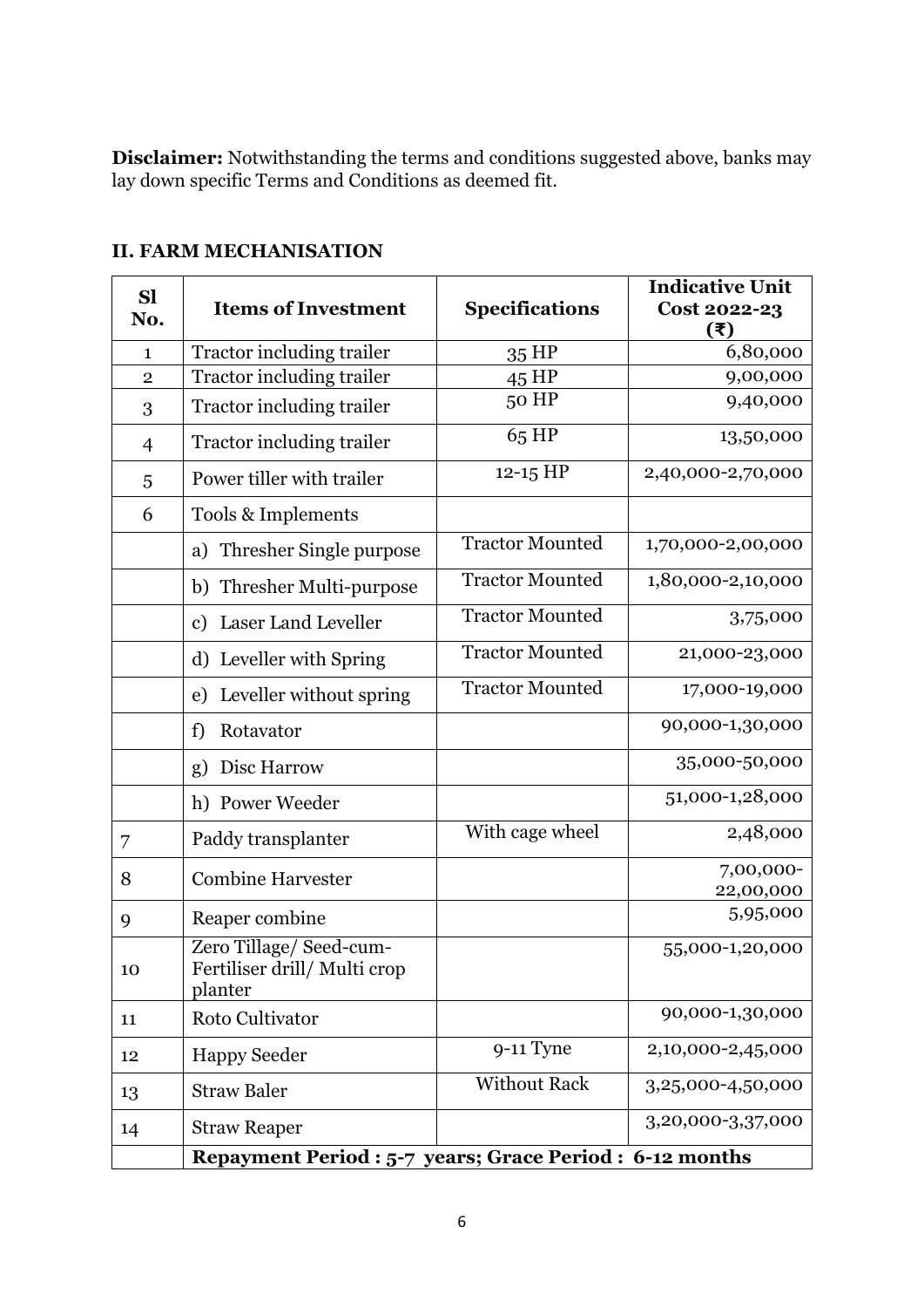**Disclaimer:** Notwithstanding the terms and conditions suggested above, banks may lay down specific Terms and Conditions as deemed fit.

## II. FARM MECHANISATION

| Sl No. | Items of Investment | Specifications | Indicative Unit Cost 2022-23 (₹) |
|---|---|---|---|
| 1 | Tractor including trailer | 35 HP | 6,80,000 |
| 2 | Tractor including trailer | 45 HP | 9,00,000 |
| 3 | Tractor including trailer | 50 HP | 9,40,000 |
| 4 | Tractor including trailer | 65 HP | 13,50,000 |
| 5 | Power tiller with trailer | 12-15 HP | 2,40,000-2,70,000 |
| 6 | Tools & Implements | | |
| | a) Thresher Single purpose | Tractor Mounted | 1,70,000-2,00,000 |
| | b) Thresher Multi-purpose | Tractor Mounted | 1,80,000-2,10,000 |
| | c) Laser Land Leveller | Tractor Mounted | 3,75,000 |
| | d) Leveller with Spring | Tractor Mounted | 21,000-23,000 |
| | e) Leveller without spring | Tractor Mounted | 17,000-19,000 |
| | f) Rotavator | | 90,000-1,30,000 |
| | g) Disc Harrow | | 35,000-50,000 |
| | h) Power Weeder | | 51,000-1,28,000 |
| 7 | Paddy transplanter | With cage wheel | 2,48,000 |
| 8 | Combine Harvester | | 7,00,000-22,00,000 |
| 9 | Reaper combine | | 5,95,000 |
| 10 | Zero Tillage/ Seed-cum-Fertiliser drill/ Multi crop planter | | 55,000-1,20,000 |
| 11 | Roto Cultivator | | 90,000-1,30,000 |
| 12 | Happy Seeder | 9-11 Tyne | 2,10,000-2,45,000 |
| 13 | Straw Baler | Without Rack | 3,25,000-4,50,000 |
| 14 | Straw Reaper | | 3,20,000-3,37,000 |
| | **Repayment Period : 5-7 years; Grace Period : 6-12 months** | | |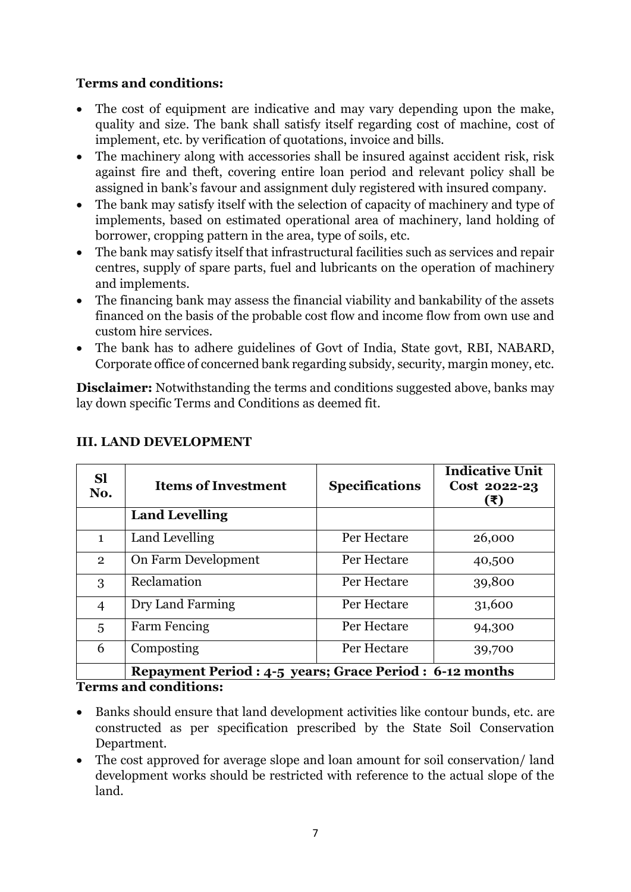**Terms and conditions:**

- The cost of equipment are indicative and may vary depending upon the make, quality and size. The bank shall satisfy itself regarding cost of machine, cost of implement, etc. by verification of quotations, invoice and bills.
- The machinery along with accessories shall be insured against accident risk, risk against fire and theft, covering entire loan period and relevant policy shall be assigned in bank's favour and assignment duly registered with insured company.
- The bank may satisfy itself with the selection of capacity of machinery and type of implements, based on estimated operational area of machinery, land holding of borrower, cropping pattern in the area, type of soils, etc.
- The bank may satisfy itself that infrastructural facilities such as services and repair centres, supply of spare parts, fuel and lubricants on the operation of machinery and implements.
- The financing bank may assess the financial viability and bankability of the assets financed on the basis of the probable cost flow and income flow from own use and custom hire services.
- The bank has to adhere guidelines of Govt of India, State govt, RBI, NABARD, Corporate office of concerned bank regarding subsidy, security, margin money, etc.

**Disclaimer:** Notwithstanding the terms and conditions suggested above, banks may lay down specific Terms and Conditions as deemed fit.

## III. LAND DEVELOPMENT

| Sl No. | Items of Investment | Specifications | Indicative Unit Cost 2022-23 (₹) |
|---|---|---|---|
| | **Land Levelling** | | |
| 1 | Land Levelling | Per Hectare | 26,000 |
| 2 | On Farm Development | Per Hectare | 40,500 |
| 3 | Reclamation | Per Hectare | 39,800 |
| 4 | Dry Land Farming | Per Hectare | 31,600 |
| 5 | Farm Fencing | Per Hectare | 94,300 |
| 6 | Composting | Per Hectare | 39,700 |
| | **Repayment Period : 4-5 years; Grace Period : 6-12 months** | | |

**Terms and conditions:**

- Banks should ensure that land development activities like contour bunds, etc. are constructed as per specification prescribed by the State Soil Conservation Department.
- The cost approved for average slope and loan amount for soil conservation/ land development works should be restricted with reference to the actual slope of the land.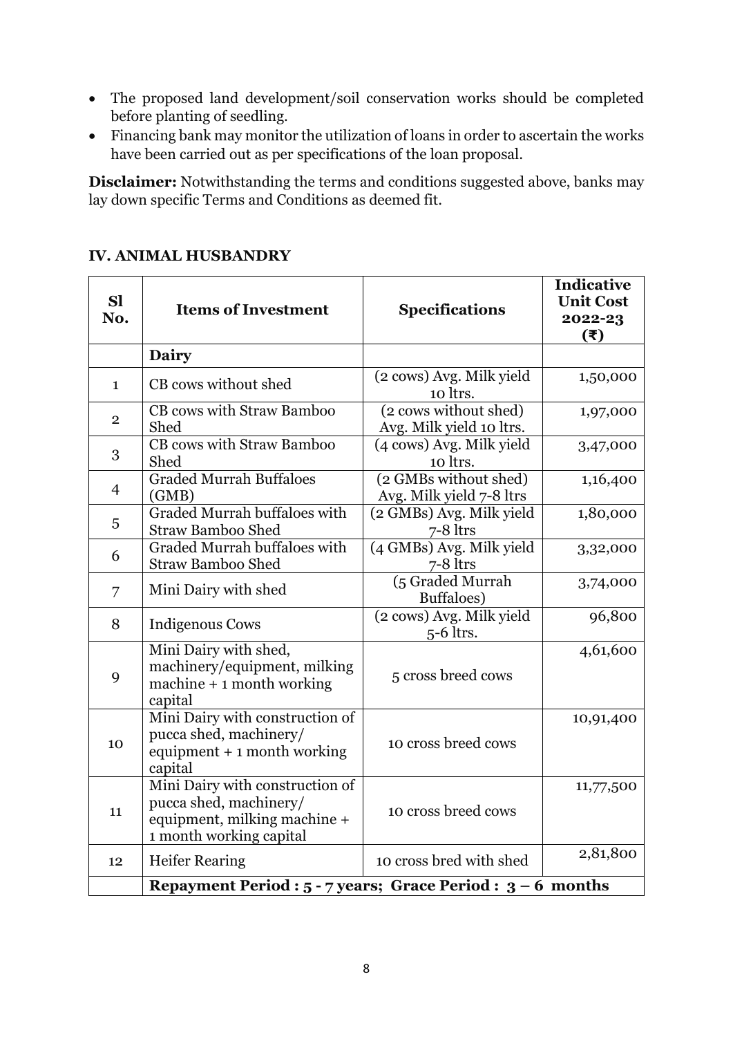- The proposed land development/soil conservation works should be completed before planting of seedling.
- Financing bank may monitor the utilization of loans in order to ascertain the works have been carried out as per specifications of the loan proposal.

**Disclaimer:** Notwithstanding the terms and conditions suggested above, banks may lay down specific Terms and Conditions as deemed fit.

## IV. ANIMAL HUSBANDRY

| Sl No. | Items of Investment | Specifications | Indicative Unit Cost 2022-23 (₹) |
|---|---|---|---|
| | **Dairy** | | |
| 1 | CB cows without shed | (2 cows) Avg. Milk yield 10 ltrs. | 1,50,000 |
| 2 | CB cows with Straw Bamboo Shed | (2 cows without shed) Avg. Milk yield 10 ltrs. | 1,97,000 |
| 3 | CB cows with Straw Bamboo Shed | (4 cows) Avg. Milk yield 10 ltrs. | 3,47,000 |
| 4 | Graded Murrah Buffaloes (GMB) | (2 GMBs without shed) Avg. Milk yield 7-8 ltrs | 1,16,400 |
| 5 | Graded Murrah buffaloes with Straw Bamboo Shed | (2 GMBs) Avg. Milk yield 7-8 ltrs | 1,80,000 |
| 6 | Graded Murrah buffaloes with Straw Bamboo Shed | (4 GMBs) Avg. Milk yield 7-8 ltrs | 3,32,000 |
| 7 | Mini Dairy with shed | (5 Graded Murrah Buffaloes) | 3,74,000 |
| 8 | Indigenous Cows | (2 cows) Avg. Milk yield 5-6 ltrs. | 96,800 |
| 9 | Mini Dairy with shed, machinery/equipment, milking machine + 1 month working capital | 5 cross breed cows | 4,61,600 |
| 10 | Mini Dairy with construction of pucca shed, machinery/ equipment + 1 month working capital | 10 cross breed cows | 10,91,400 |
| 11 | Mini Dairy with construction of pucca shed, machinery/ equipment, milking machine + 1 month working capital | 10 cross breed cows | 11,77,500 |
| 12 | Heifer Rearing | 10 cross bred with shed | 2,81,800 |
| | **Repayment Period : 5 - 7 years; Grace Period : 3 – 6 months** | | |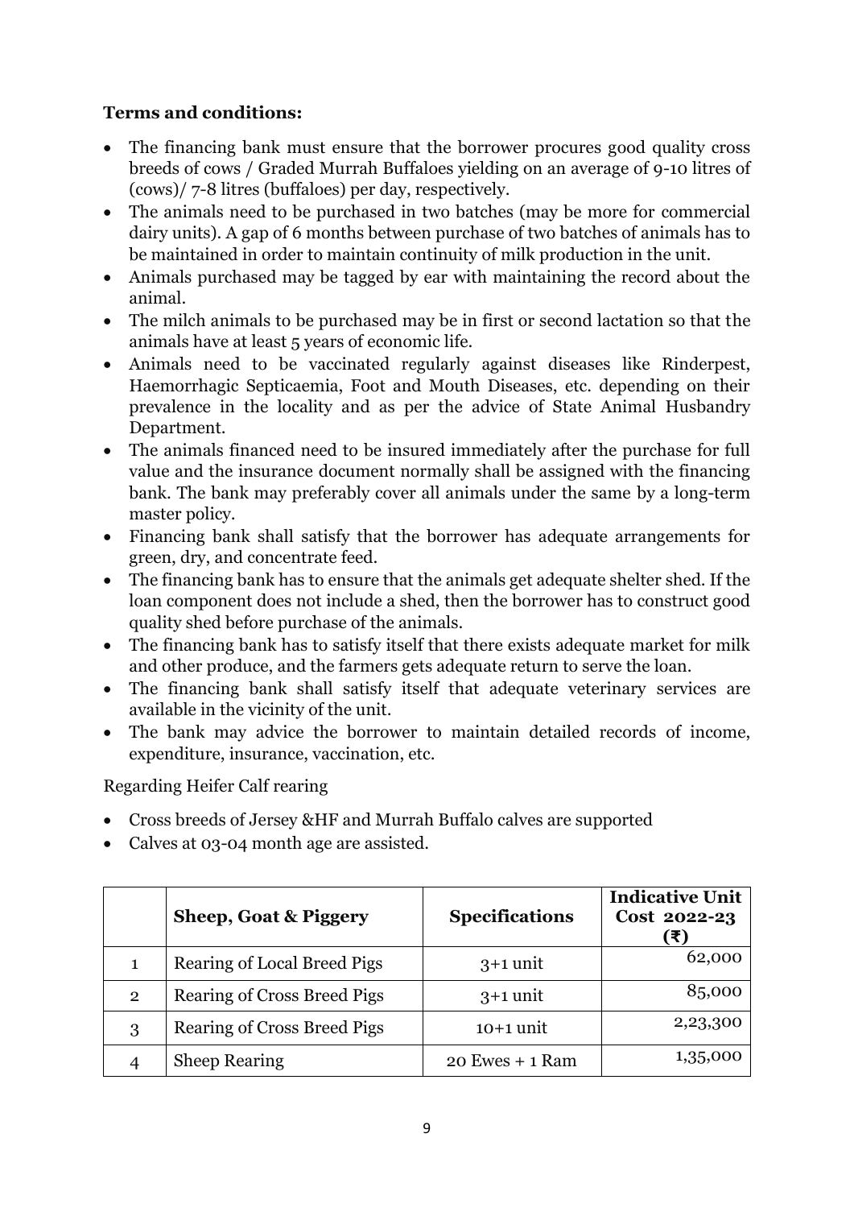**Terms and conditions:**

- The financing bank must ensure that the borrower procures good quality cross breeds of cows / Graded Murrah Buffaloes yielding on an average of 9-10 litres of (cows)/ 7-8 litres (buffaloes) per day, respectively.
- The animals need to be purchased in two batches (may be more for commercial dairy units). A gap of 6 months between purchase of two batches of animals has to be maintained in order to maintain continuity of milk production in the unit.
- Animals purchased may be tagged by ear with maintaining the record about the animal.
- The milch animals to be purchased may be in first or second lactation so that the animals have at least 5 years of economic life.
- Animals need to be vaccinated regularly against diseases like Rinderpest, Haemorrhagic Septicaemia, Foot and Mouth Diseases, etc. depending on their prevalence in the locality and as per the advice of State Animal Husbandry Department.
- The animals financed need to be insured immediately after the purchase for full value and the insurance document normally shall be assigned with the financing bank. The bank may preferably cover all animals under the same by a long-term master policy.
- Financing bank shall satisfy that the borrower has adequate arrangements for green, dry, and concentrate feed.
- The financing bank has to ensure that the animals get adequate shelter shed. If the loan component does not include a shed, then the borrower has to construct good quality shed before purchase of the animals.
- The financing bank has to satisfy itself that there exists adequate market for milk and other produce, and the farmers gets adequate return to serve the loan.
- The financing bank shall satisfy itself that adequate veterinary services are available in the vicinity of the unit.
- The bank may advice the borrower to maintain detailed records of income, expenditure, insurance, vaccination, etc.

Regarding Heifer Calf rearing

- Cross breeds of Jersey &HF and Murrah Buffalo calves are supported
- Calves at 03-04 month age are assisted.

| | **Sheep, Goat & Piggery** | **Specifications** | **Indicative Unit Cost 2022-23 (₹)** |
|---|---|---|---|
| 1 | Rearing of Local Breed Pigs | 3+1 unit | 62,000 |
| 2 | Rearing of Cross Breed Pigs | 3+1 unit | 85,000 |
| 3 | Rearing of Cross Breed Pigs | 10+1 unit | 2,23,300 |
| 4 | Sheep Rearing | 20 Ewes + 1 Ram | 1,35,000 |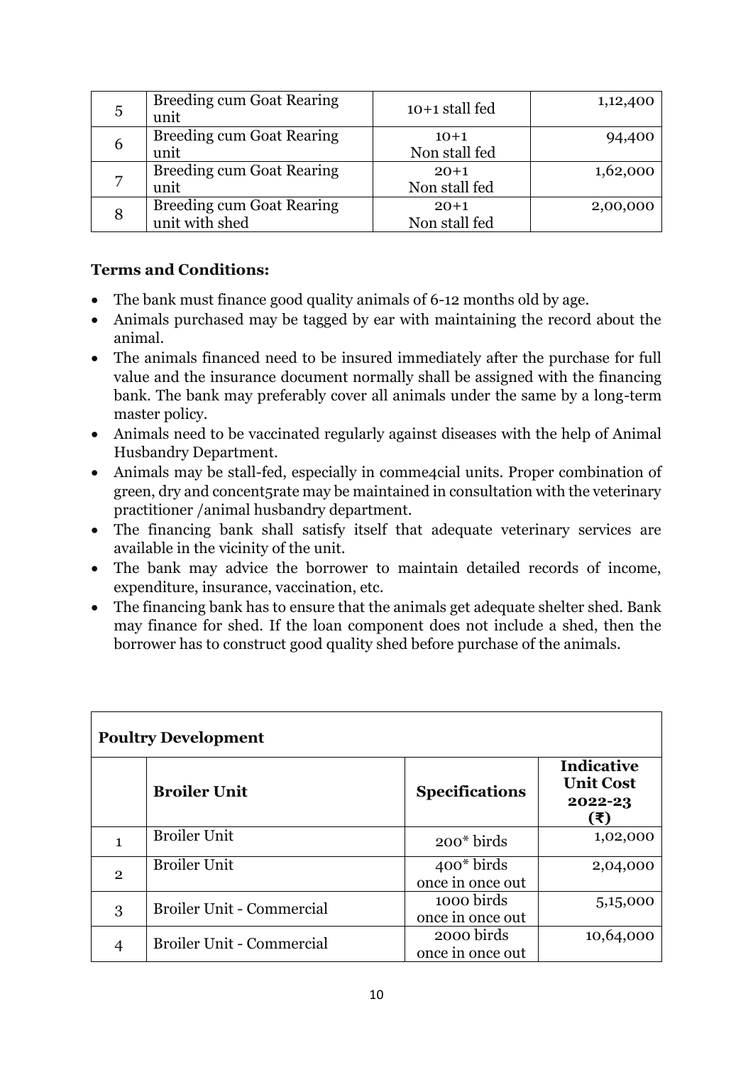| 5 | Breeding cum Goat Rearing unit | 10+1 stall fed | 1,12,400 |
|---|---|---|---|
| 6 | Breeding cum Goat Rearing unit | 10+1 Non stall fed | 94,400 |
| 7 | Breeding cum Goat Rearing unit | 20+1 Non stall fed | 1,62,000 |
| 8 | Breeding cum Goat Rearing unit with shed | 20+1 Non stall fed | 2,00,000 |

**Terms and Conditions:**

- The bank must finance good quality animals of 6-12 months old by age.
- Animals purchased may be tagged by ear with maintaining the record about the animal.
- The animals financed need to be insured immediately after the purchase for full value and the insurance document normally shall be assigned with the financing bank. The bank may preferably cover all animals under the same by a long-term master policy.
- Animals need to be vaccinated regularly against diseases with the help of Animal Husbandry Department.
- Animals may be stall-fed, especially in comme4cial units. Proper combination of green, dry and concent5rate may be maintained in consultation with the veterinary practitioner /animal husbandry department.
- The financing bank shall satisfy itself that adequate veterinary services are available in the vicinity of the unit.
- The bank may advice the borrower to maintain detailed records of income, expenditure, insurance, vaccination, etc.
- The financing bank has to ensure that the animals get adequate shelter shed. Bank may finance for shed. If the loan component does not include a shed, then the borrower has to construct good quality shed before purchase of the animals.

| **Poultry Development** | | | |
|---|---|---|---|
| | **Broiler Unit** | **Specifications** | **Indicative Unit Cost 2022-23 (₹)** |
| 1 | Broiler Unit | 200* birds | 1,02,000 |
| 2 | Broiler Unit | 400* birds once in once out | 2,04,000 |
| 3 | Broiler Unit - Commercial | 1000 birds once in once out | 5,15,000 |
| 4 | Broiler Unit - Commercial | 2000 birds once in once out | 10,64,000 |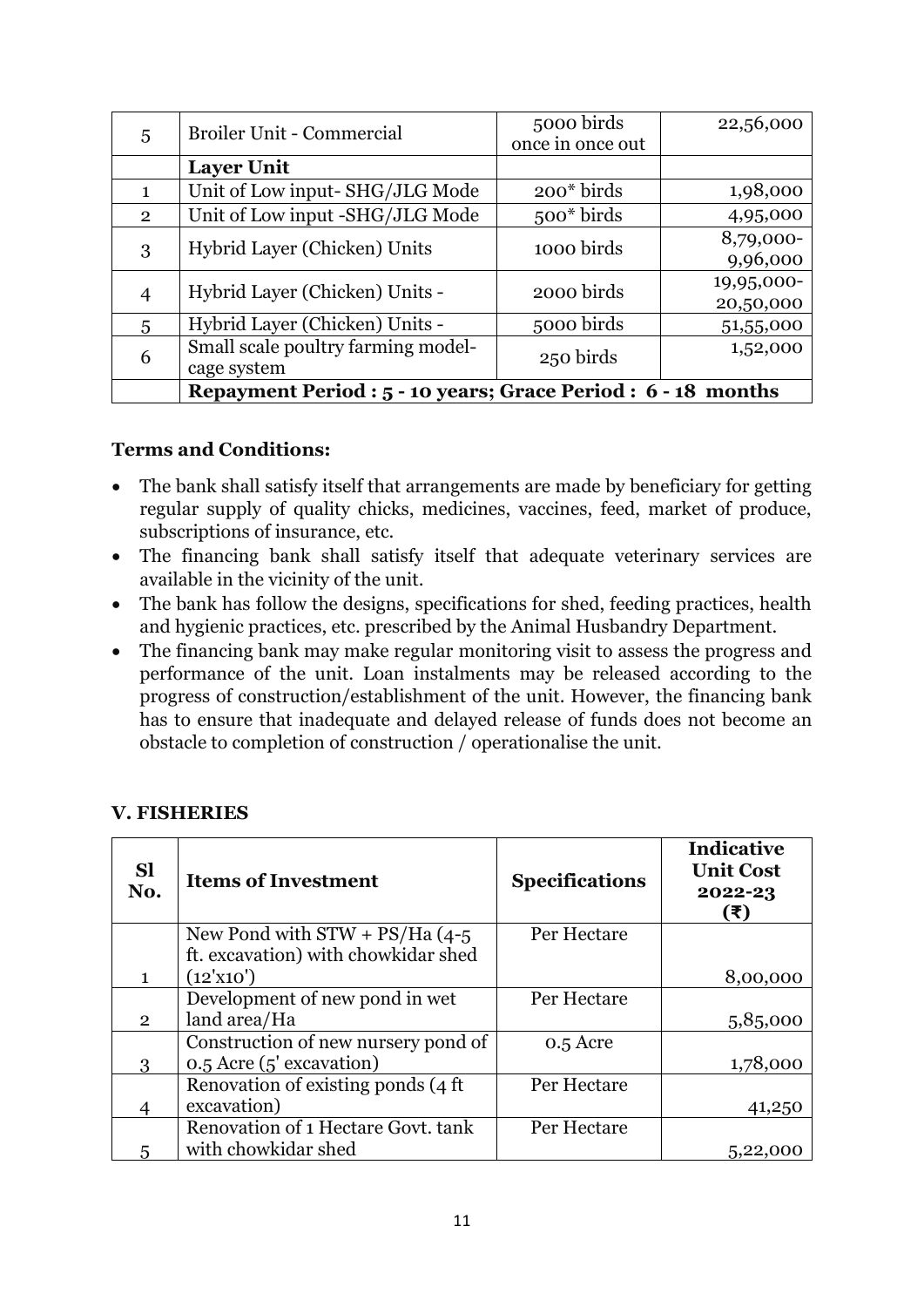| | | | |
|---|---|---|---|
| 5 | Broiler Unit - Commercial | 5000 birds once in once out | 22,56,000 |
| | **Layer Unit** | | |
| 1 | Unit of Low input- SHG/JLG Mode | 200* birds | 1,98,000 |
| 2 | Unit of Low input -SHG/JLG Mode | 500* birds | 4,95,000 |
| 3 | Hybrid Layer (Chicken) Units | 1000 birds | 8,79,000-9,96,000 |
| 4 | Hybrid Layer (Chicken) Units - | 2000 birds | 19,95,000-20,50,000 |
| 5 | Hybrid Layer (Chicken) Units - | 5000 birds | 51,55,000 |
| 6 | Small scale poultry farming model-cage system | 250 birds | 1,52,000 |
| | **Repayment Period : 5 - 10 years; Grace Period : 6 - 18 months** | | |

**Terms and Conditions:**

- The bank shall satisfy itself that arrangements are made by beneficiary for getting regular supply of quality chicks, medicines, vaccines, feed, market of produce, subscriptions of insurance, etc.
- The financing bank shall satisfy itself that adequate veterinary services are available in the vicinity of the unit.
- The bank has follow the designs, specifications for shed, feeding practices, health and hygienic practices, etc. prescribed by the Animal Husbandry Department.
- The financing bank may make regular monitoring visit to assess the progress and performance of the unit. Loan instalments may be released according to the progress of construction/establishment of the unit. However, the financing bank has to ensure that inadequate and delayed release of funds does not become an obstacle to completion of construction / operationalise the unit.

## V. FISHERIES

| Sl No. | Items of Investment | Specifications | Indicative Unit Cost 2022-23 (₹) |
|---|---|---|---|
| 1 | New Pond with STW + PS/Ha (4-5 ft. excavation) with chowkidar shed (12'x10') | Per Hectare | 8,00,000 |
| 2 | Development of new pond in wet land area/Ha | Per Hectare | 5,85,000 |
| 3 | Construction of new nursery pond of 0.5 Acre (5' excavation) | 0.5 Acre | 1,78,000 |
| 4 | Renovation of existing ponds (4 ft excavation) | Per Hectare | 41,250 |
| 5 | Renovation of 1 Hectare Govt. tank with chowkidar shed | Per Hectare | 5,22,000 |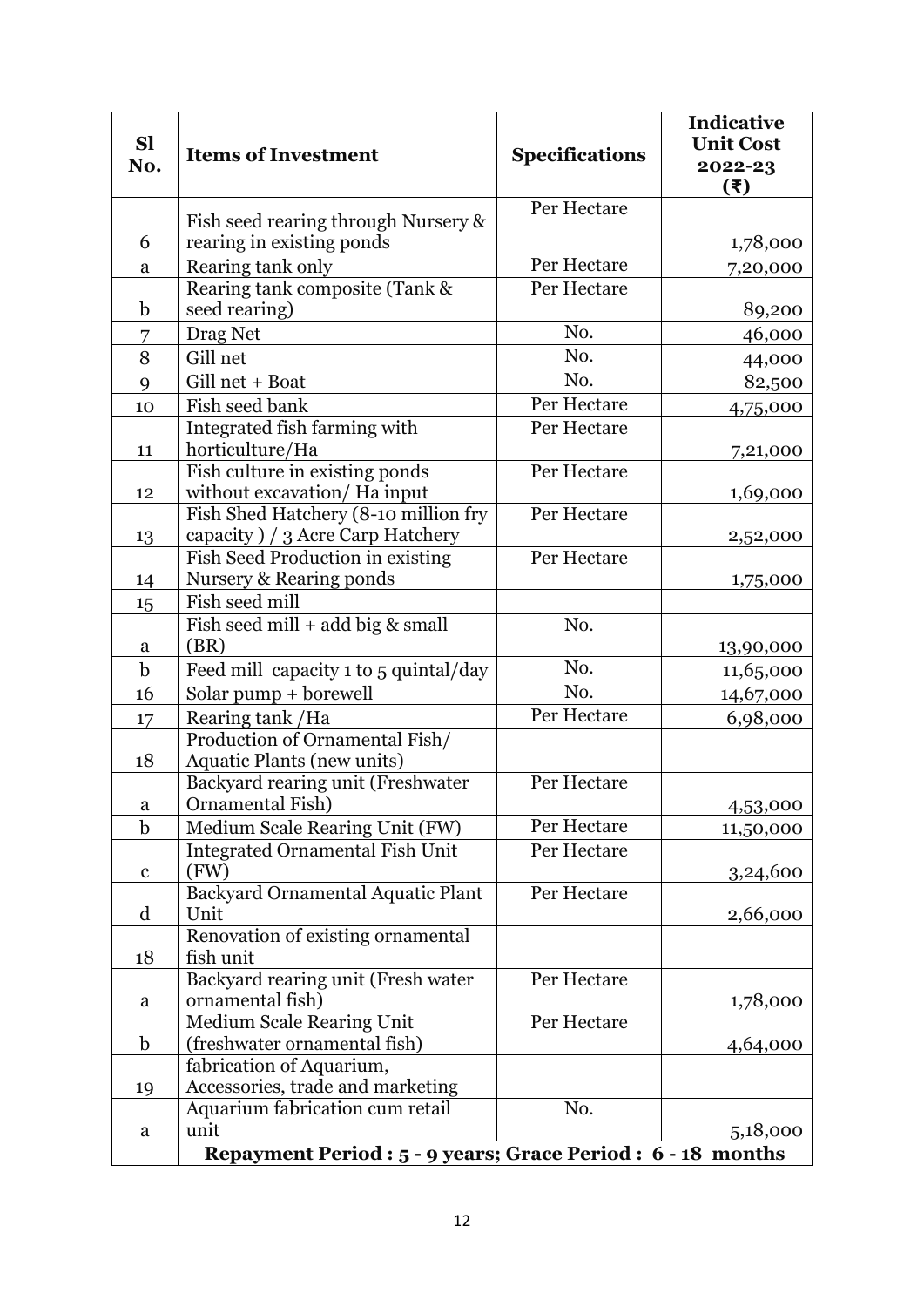| Sl No. | Items of Investment | Specifications | Indicative Unit Cost 2022-23 (₹) |
|---|---|---|---|
| 6 | Fish seed rearing through Nursery & rearing in existing ponds | Per Hectare | 1,78,000 |
| a | Rearing tank only | Per Hectare | 7,20,000 |
| b | Rearing tank composite (Tank & seed rearing) | Per Hectare | 89,200 |
| 7 | Drag Net | No. | 46,000 |
| 8 | Gill net | No. | 44,000 |
| 9 | Gill net + Boat | No. | 82,500 |
| 10 | Fish seed bank | Per Hectare | 4,75,000 |
| 11 | Integrated fish farming with horticulture/Ha | Per Hectare | 7,21,000 |
| 12 | Fish culture in existing ponds without excavation/ Ha input | Per Hectare | 1,69,000 |
| 13 | Fish Shed Hatchery (8-10 million fry capacity ) / 3 Acre Carp Hatchery | Per Hectare | 2,52,000 |
| 14 | Fish Seed Production in existing Nursery & Rearing ponds | Per Hectare | 1,75,000 |
| 15 | Fish seed mill | | |
| a | Fish seed mill + add big & small (BR) | No. | 13,90,000 |
| b | Feed mill capacity 1 to 5 quintal/day | No. | 11,65,000 |
| 16 | Solar pump + borewell | No. | 14,67,000 |
| 17 | Rearing tank /Ha | Per Hectare | 6,98,000 |
| 18 | Production of Ornamental Fish/ Aquatic Plants (new units) | | |
| a | Backyard rearing unit (Freshwater Ornamental Fish) | Per Hectare | 4,53,000 |
| b | Medium Scale Rearing Unit (FW) | Per Hectare | 11,50,000 |
| c | Integrated Ornamental Fish Unit (FW) | Per Hectare | 3,24,600 |
| d | Backyard Ornamental Aquatic Plant Unit | Per Hectare | 2,66,000 |
| 18 | Renovation of existing ornamental fish unit | | |
| a | Backyard rearing unit (Fresh water ornamental fish) | Per Hectare | 1,78,000 |
| b | Medium Scale Rearing Unit (freshwater ornamental fish) | Per Hectare | 4,64,000 |
| 19 | fabrication of Aquarium, Accessories, trade and marketing | | |
| a | Aquarium fabrication cum retail unit | No. | 5,18,000 |
| | **Repayment Period : 5 - 9 years; Grace Period : 6 - 18 months** | | |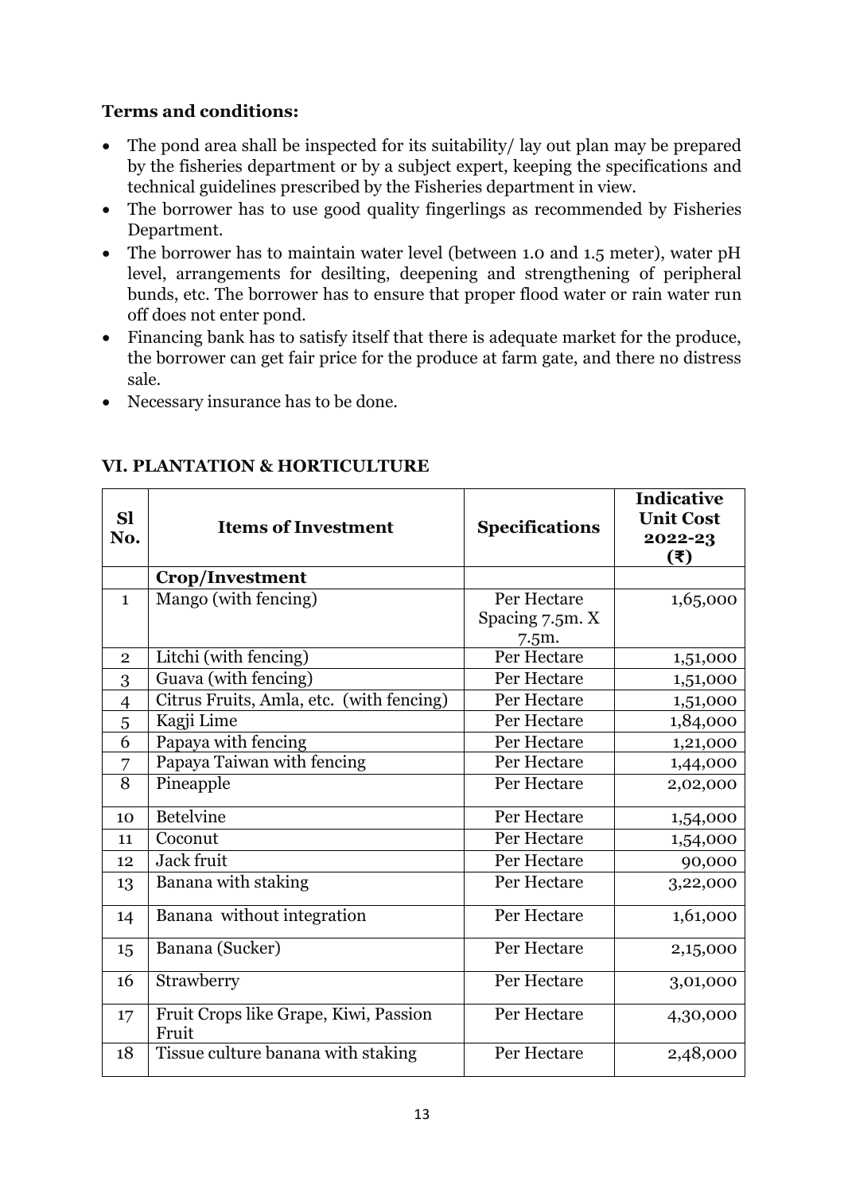**Terms and conditions:**

- The pond area shall be inspected for its suitability/ lay out plan may be prepared by the fisheries department or by a subject expert, keeping the specifications and technical guidelines prescribed by the Fisheries department in view.
- The borrower has to use good quality fingerlings as recommended by Fisheries Department.
- The borrower has to maintain water level (between 1.0 and 1.5 meter), water pH level, arrangements for desilting, deepening and strengthening of peripheral bunds, etc. The borrower has to ensure that proper flood water or rain water run off does not enter pond.
- Financing bank has to satisfy itself that there is adequate market for the produce, the borrower can get fair price for the produce at farm gate, and there no distress sale.
- Necessary insurance has to be done.

## VI. PLANTATION & HORTICULTURE

| Sl No. | Items of Investment | Specifications | Indicative Unit Cost 2022-23 (₹) |
|---|---|---|---|
| | **Crop/Investment** | | |
| 1 | Mango (with fencing) | Per Hectare Spacing 7.5m. X 7.5m. | 1,65,000 |
| 2 | Litchi (with fencing) | Per Hectare | 1,51,000 |
| 3 | Guava (with fencing) | Per Hectare | 1,51,000 |
| 4 | Citrus Fruits, Amla, etc. (with fencing) | Per Hectare | 1,51,000 |
| 5 | Kagji Lime | Per Hectare | 1,84,000 |
| 6 | Papaya with fencing | Per Hectare | 1,21,000 |
| 7 | Papaya Taiwan with fencing | Per Hectare | 1,44,000 |
| 8 | Pineapple | Per Hectare | 2,02,000 |
| 10 | Betelvine | Per Hectare | 1,54,000 |
| 11 | Coconut | Per Hectare | 1,54,000 |
| 12 | Jack fruit | Per Hectare | 90,000 |
| 13 | Banana with staking | Per Hectare | 3,22,000 |
| 14 | Banana without integration | Per Hectare | 1,61,000 |
| 15 | Banana (Sucker) | Per Hectare | 2,15,000 |
| 16 | Strawberry | Per Hectare | 3,01,000 |
| 17 | Fruit Crops like Grape, Kiwi, Passion Fruit | Per Hectare | 4,30,000 |
| 18 | Tissue culture banana with staking | Per Hectare | 2,48,000 |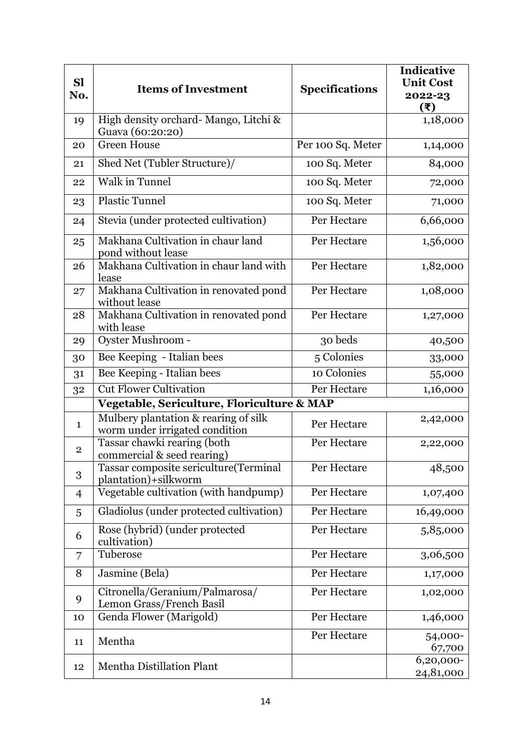| Sl No. | Items of Investment | Specifications | Indicative Unit Cost 2022-23 (₹) |
|---|---|---|---|
| 19 | High density orchard- Mango, Litchi & Guava (60:20:20) | | 1,18,000 |
| 20 | Green House | Per 100 Sq. Meter | 1,14,000 |
| 21 | Shed Net (Tubler Structure)/ | 100 Sq. Meter | 84,000 |
| 22 | Walk in Tunnel | 100 Sq. Meter | 72,000 |
| 23 | Plastic Tunnel | 100 Sq. Meter | 71,000 |
| 24 | Stevia (under protected cultivation) | Per Hectare | 6,66,000 |
| 25 | Makhana Cultivation in chaur land pond without lease | Per Hectare | 1,56,000 |
| 26 | Makhana Cultivation in chaur land with lease | Per Hectare | 1,82,000 |
| 27 | Makhana Cultivation in renovated pond without lease | Per Hectare | 1,08,000 |
| 28 | Makhana Cultivation in renovated pond with lease | Per Hectare | 1,27,000 |
| 29 | Oyster Mushroom - | 30 beds | 40,500 |
| 30 | Bee Keeping - Italian bees | 5 Colonies | 33,000 |
| 31 | Bee Keeping - Italian bees | 10 Colonies | 55,000 |
| 32 | Cut Flower Cultivation | Per Hectare | 1,16,000 |
| | **Vegetable, Sericulture, Floriculture & MAP** | | |
| 1 | Mulbery plantation & rearing of silk worm under irrigated condition | Per Hectare | 2,42,000 |
| 2 | Tassar chawki rearing (both commercial & seed rearing) | Per Hectare | 2,22,000 |
| 3 | Tassar composite sericulture(Terminal plantation)+silkworm | Per Hectare | 48,500 |
| 4 | Vegetable cultivation (with handpump) | Per Hectare | 1,07,400 |
| 5 | Gladiolus (under protected cultivation) | Per Hectare | 16,49,000 |
| 6 | Rose (hybrid) (under protected cultivation) | Per Hectare | 5,85,000 |
| 7 | Tuberose | Per Hectare | 3,06,500 |
| 8 | Jasmine (Bela) | Per Hectare | 1,17,000 |
| 9 | Citronella/Geranium/Palmarosa/ Lemon Grass/French Basil | Per Hectare | 1,02,000 |
| 10 | Genda Flower (Marigold) | Per Hectare | 1,46,000 |
| 11 | Mentha | Per Hectare | 54,000-67,700 |
| 12 | Mentha Distillation Plant | | 6,20,000-24,81,000 |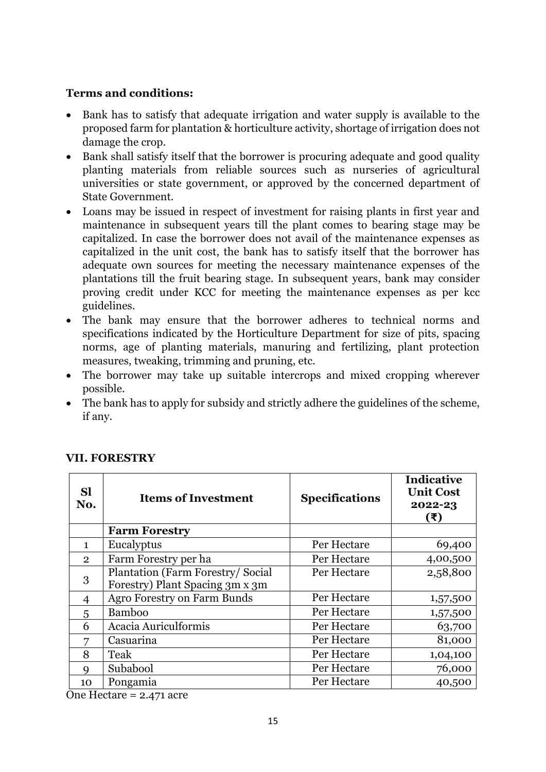**Terms and conditions:**

- Bank has to satisfy that adequate irrigation and water supply is available to the proposed farm for plantation & horticulture activity, shortage of irrigation does not damage the crop.
- Bank shall satisfy itself that the borrower is procuring adequate and good quality planting materials from reliable sources such as nurseries of agricultural universities or state government, or approved by the concerned department of State Government.
- Loans may be issued in respect of investment for raising plants in first year and maintenance in subsequent years till the plant comes to bearing stage may be capitalized. In case the borrower does not avail of the maintenance expenses as capitalized in the unit cost, the bank has to satisfy itself that the borrower has adequate own sources for meeting the necessary maintenance expenses of the plantations till the fruit bearing stage. In subsequent years, bank may consider proving credit under KCC for meeting the maintenance expenses as per kcc guidelines.
- The bank may ensure that the borrower adheres to technical norms and specifications indicated by the Horticulture Department for size of pits, spacing norms, age of planting materials, manuring and fertilizing, plant protection measures, tweaking, trimming and pruning, etc.
- The borrower may take up suitable intercrops and mixed cropping wherever possible.
- The bank has to apply for subsidy and strictly adhere the guidelines of the scheme, if any.

## VII. FORESTRY

| Sl No. | Items of Investment | Specifications | Indicative Unit Cost 2022-23 (₹) |
|---|---|---|---|
| | **Farm Forestry** | | |
| 1 | Eucalyptus | Per Hectare | 69,400 |
| 2 | Farm Forestry per ha | Per Hectare | 4,00,500 |
| 3 | Plantation (Farm Forestry/ Social Forestry) Plant Spacing 3m x 3m | Per Hectare | 2,58,800 |
| 4 | Agro Forestry on Farm Bunds | Per Hectare | 1,57,500 |
| 5 | Bamboo | Per Hectare | 1,57,500 |
| 6 | Acacia Auriculformis | Per Hectare | 63,700 |
| 7 | Casuarina | Per Hectare | 81,000 |
| 8 | Teak | Per Hectare | 1,04,100 |
| 9 | Subabool | Per Hectare | 76,000 |
| 10 | Pongamia | Per Hectare | 40,500 |

One Hectare = 2.471 acre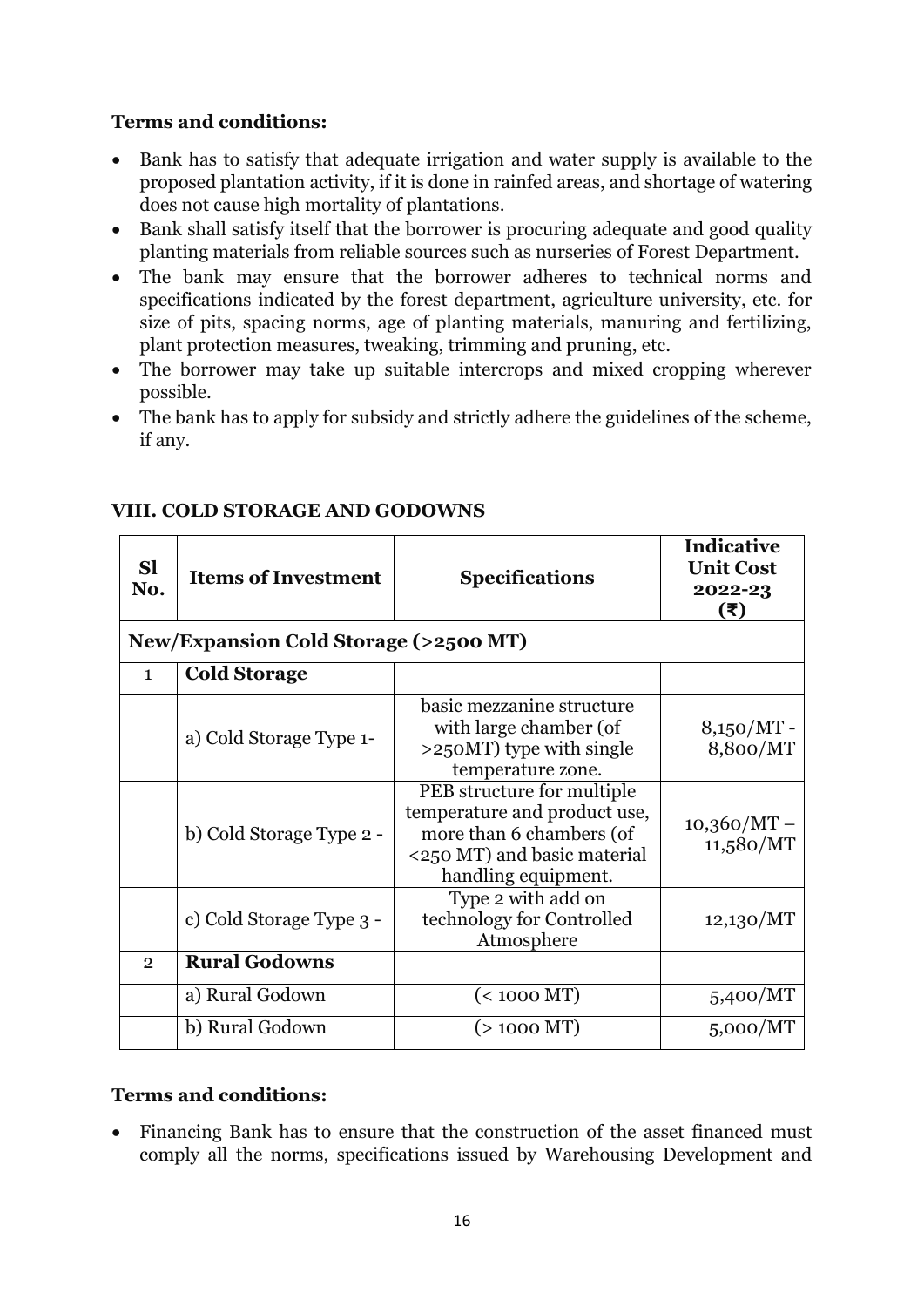**Terms and conditions:**

- Bank has to satisfy that adequate irrigation and water supply is available to the proposed plantation activity, if it is done in rainfed areas, and shortage of watering does not cause high mortality of plantations.
- Bank shall satisfy itself that the borrower is procuring adequate and good quality planting materials from reliable sources such as nurseries of Forest Department.
- The bank may ensure that the borrower adheres to technical norms and specifications indicated by the forest department, agriculture university, etc. for size of pits, spacing norms, age of planting materials, manuring and fertilizing, plant protection measures, tweaking, trimming and pruning, etc.
- The borrower may take up suitable intercrops and mixed cropping wherever possible.
- The bank has to apply for subsidy and strictly adhere the guidelines of the scheme, if any.

## VIII. COLD STORAGE AND GODOWNS

| Sl No. | Items of Investment | Specifications | Indicative Unit Cost 2022-23 (₹) |
|---|---|---|---|
| **New/Expansion Cold Storage (>2500 MT)** | | | |
| 1 | **Cold Storage** | | |
| | a) Cold Storage Type 1- | basic mezzanine structure with large chamber (of >250MT) type with single temperature zone. | 8,150/MT - 8,800/MT |
| | b) Cold Storage Type 2 - | PEB structure for multiple temperature and product use, more than 6 chambers (of <250 MT) and basic material handling equipment. | 10,360/MT – 11,580/MT |
| | c) Cold Storage Type 3 - | Type 2 with add on technology for Controlled Atmosphere | 12,130/MT |
| 2 | **Rural Godowns** | | |
| | a) Rural Godown | (< 1000 MT) | 5,400/MT |
| | b) Rural Godown | (> 1000 MT) | 5,000/MT |

**Terms and conditions:**

- Financing Bank has to ensure that the construction of the asset financed must comply all the norms, specifications issued by Warehousing Development and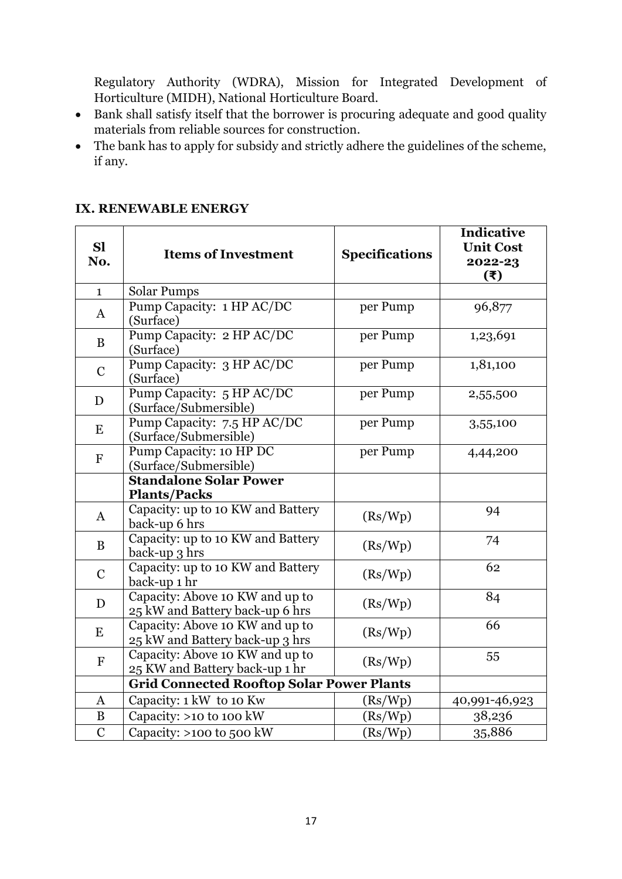Regulatory Authority (WDRA), Mission for Integrated Development of Horticulture (MIDH), National Horticulture Board.

- Bank shall satisfy itself that the borrower is procuring adequate and good quality materials from reliable sources for construction.
- The bank has to apply for subsidy and strictly adhere the guidelines of the scheme, if any.

## IX. RENEWABLE ENERGY

| Sl No. | Items of Investment | Specifications | Indicative Unit Cost 2022-23 (₹) |
|---|---|---|---|
| 1 | Solar Pumps | | |
| A | Pump Capacity: 1 HP AC/DC (Surface) | per Pump | 96,877 |
| B | Pump Capacity: 2 HP AC/DC (Surface) | per Pump | 1,23,691 |
| C | Pump Capacity: 3 HP AC/DC (Surface) | per Pump | 1,81,100 |
| D | Pump Capacity: 5 HP AC/DC (Surface/Submersible) | per Pump | 2,55,500 |
| E | Pump Capacity: 7.5 HP AC/DC (Surface/Submersible) | per Pump | 3,55,100 |
| F | Pump Capacity: 10 HP DC (Surface/Submersible) | per Pump | 4,44,200 |
| | **Standalone Solar Power Plants/Packs** | | |
| A | Capacity: up to 10 KW and Battery back-up 6 hrs | (Rs/Wp) | 94 |
| B | Capacity: up to 10 KW and Battery back-up 3 hrs | (Rs/Wp) | 74 |
| C | Capacity: up to 10 KW and Battery back-up 1 hr | (Rs/Wp) | 62 |
| D | Capacity: Above 10 KW and up to 25 kW and Battery back-up 6 hrs | (Rs/Wp) | 84 |
| E | Capacity: Above 10 KW and up to 25 kW and Battery back-up 3 hrs | (Rs/Wp) | 66 |
| F | Capacity: Above 10 KW and up to 25 KW and Battery back-up 1 hr | (Rs/Wp) | 55 |
| | **Grid Connected Rooftop Solar Power Plants** | | |
| A | Capacity: 1 kW to 10 Kw | (Rs/Wp) | 40,991-46,923 |
| B | Capacity: >10 to 100 kW | (Rs/Wp) | 38,236 |
| C | Capacity: >100 to 500 kW | (Rs/Wp) | 35,886 |